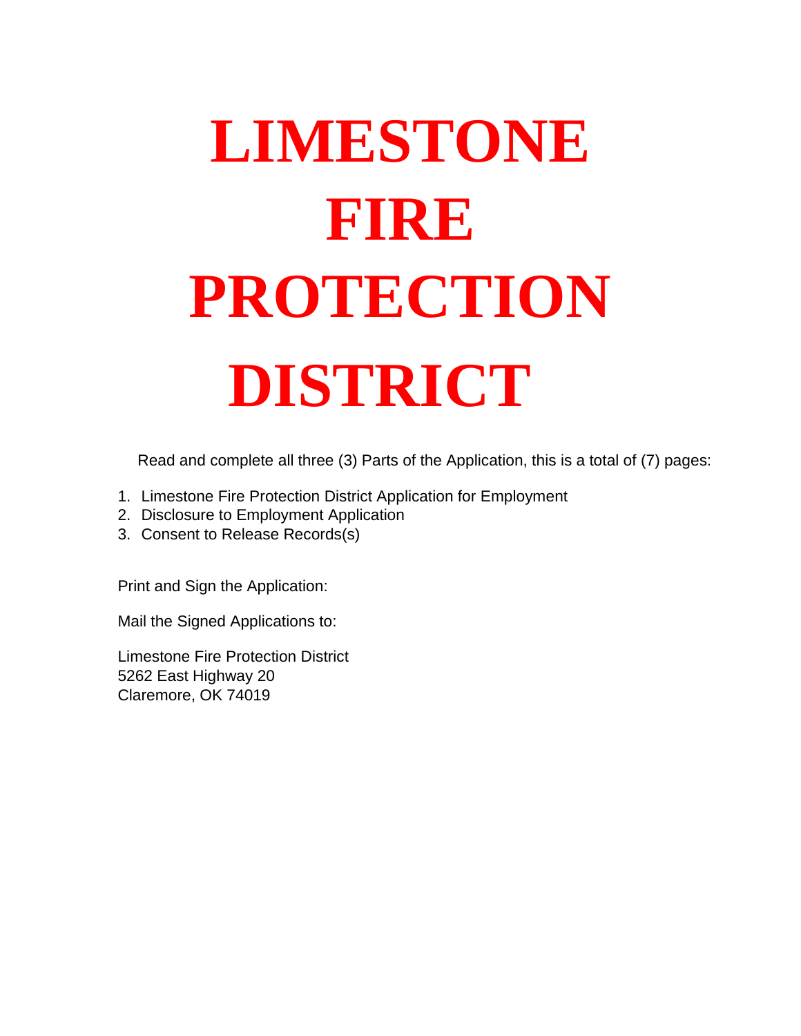# LIMESTONE FIRE PROTECTION DISTRICT

Read and complete all three (3) Parts of the Application, this is a total of (7) pages:

1. Limestone Fire Protection District Application for Employment
2. Disclosure to Employment Application
3. Consent to Release Records(s)

Print and Sign the Application:

Mail the Signed Applications to:

Limestone Fire Protection District
5262 East Highway 20
Claremore, OK 74019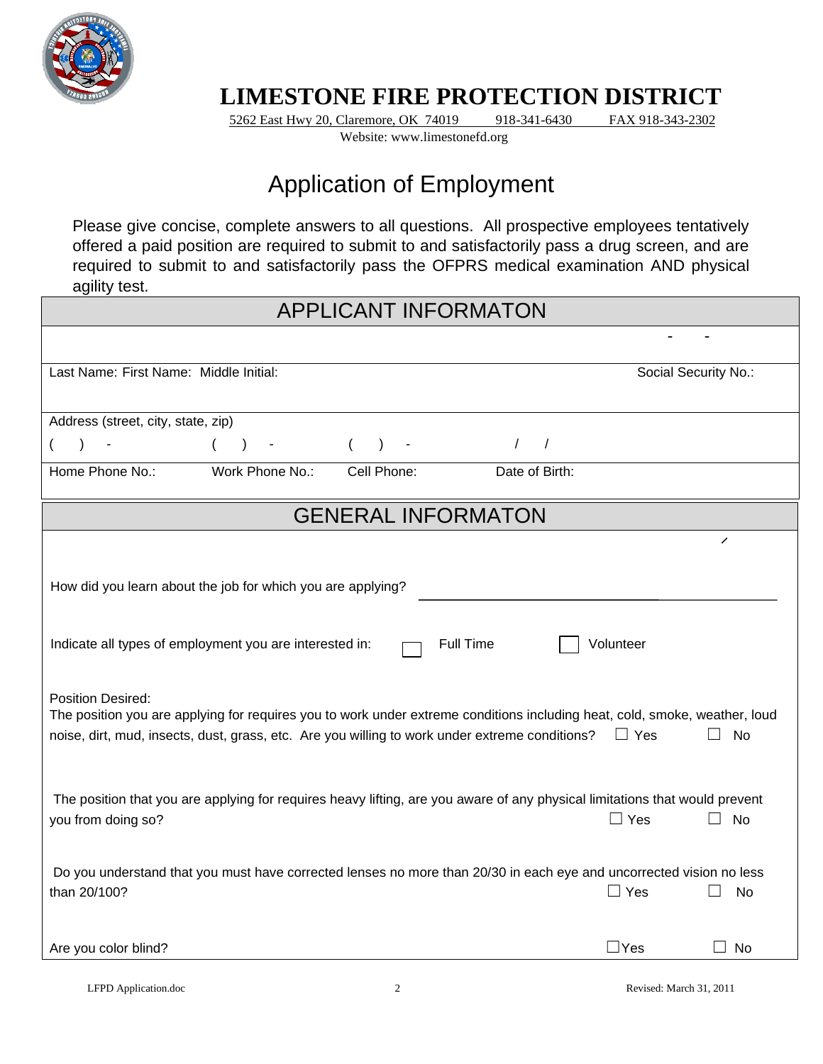# LIMESTONE FIRE PROTECTION DISTRICT

5262 East Hwy 20, Claremore, OK 74019 918-341-6430 FAX 918-343-2302

Website: www.limestonefd.org

## Application of Employment

Please give concise, complete answers to all questions. All prospective employees tentatively offered a paid position are required to submit to and satisfactorily pass a drug screen, and are required to submit to and satisfactorily pass the OFPRS medical examination AND physical agility test.

### APPLICANT INFORMATON

| | |
|---|---|
| Last Name: First Name: Middle Initial: | Social Security No.: - - |
| Address (street, city, state, zip) | |

| ( ) - | ( ) - | ( ) - | / / |
|---|---|---|---|
| Home Phone No.: | Work Phone No.: | Cell Phone: | Date of Birth: |

### GENERAL INFORMATON

How did you learn about the job for which you are applying? ______________________________

Indicate all types of employment you are interested in: ☐ Full Time ☐ Volunteer

Position Desired:

The position you are applying for requires you to work under extreme conditions including heat, cold, smoke, weather, loud noise, dirt, mud, insects, dust, grass, etc. Are you willing to work under extreme conditions? ☐ Yes ☐ No

The position that you are applying for requires heavy lifting, are you aware of any physical limitations that would prevent you from doing so? ☐ Yes ☐ No

Do you understand that you must have corrected lenses no more than 20/30 in each eye and uncorrected vision no less than 20/100? ☐ Yes ☐ No

Are you color blind? ☐ Yes ☐ No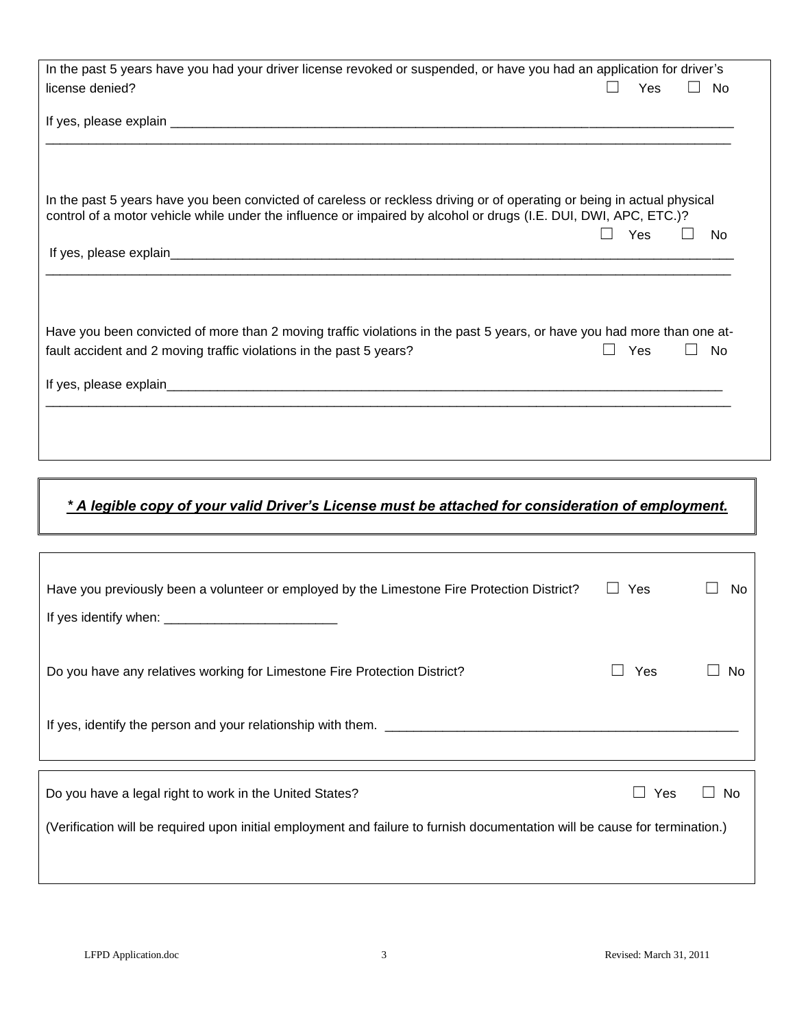In the past 5 years have you had your driver license revoked or suspended, or have you had an application for driver's license denied? ☐ Yes ☐ No

If yes, please explain ______________________________________________________________________________

______________________________________________________________________________________________

In the past 5 years have you been convicted of careless or reckless driving or of operating or being in actual physical control of a motor vehicle while under the influence or impaired by alcohol or drugs (I.E. DUI, DWI, APC, ETC.)? ☐ Yes ☐ No

If yes, please explain______________________________________________________________________________

______________________________________________________________________________________________

Have you been convicted of more than 2 moving traffic violations in the past 5 years, or have you had more than one at-fault accident and 2 moving traffic violations in the past 5 years? ☐ Yes ☐ No

If yes, please explain____________________________________________________________________________

______________________________________________________________________________________________

***<u>* A legible copy of your valid Driver's License must be attached for consideration of employment.</u>***

Have you previously been a volunteer or employed by the Limestone Fire Protection District? ☐ Yes ☐ No

If yes identify when: ________________________

Do you have any relatives working for Limestone Fire Protection District? ☐ Yes ☐ No

If yes, identify the person and your relationship with them. __________________________________________________

Do you have a legal right to work in the United States? ☐ Yes ☐ No

(Verification will be required upon initial employment and failure to furnish documentation will be cause for termination.)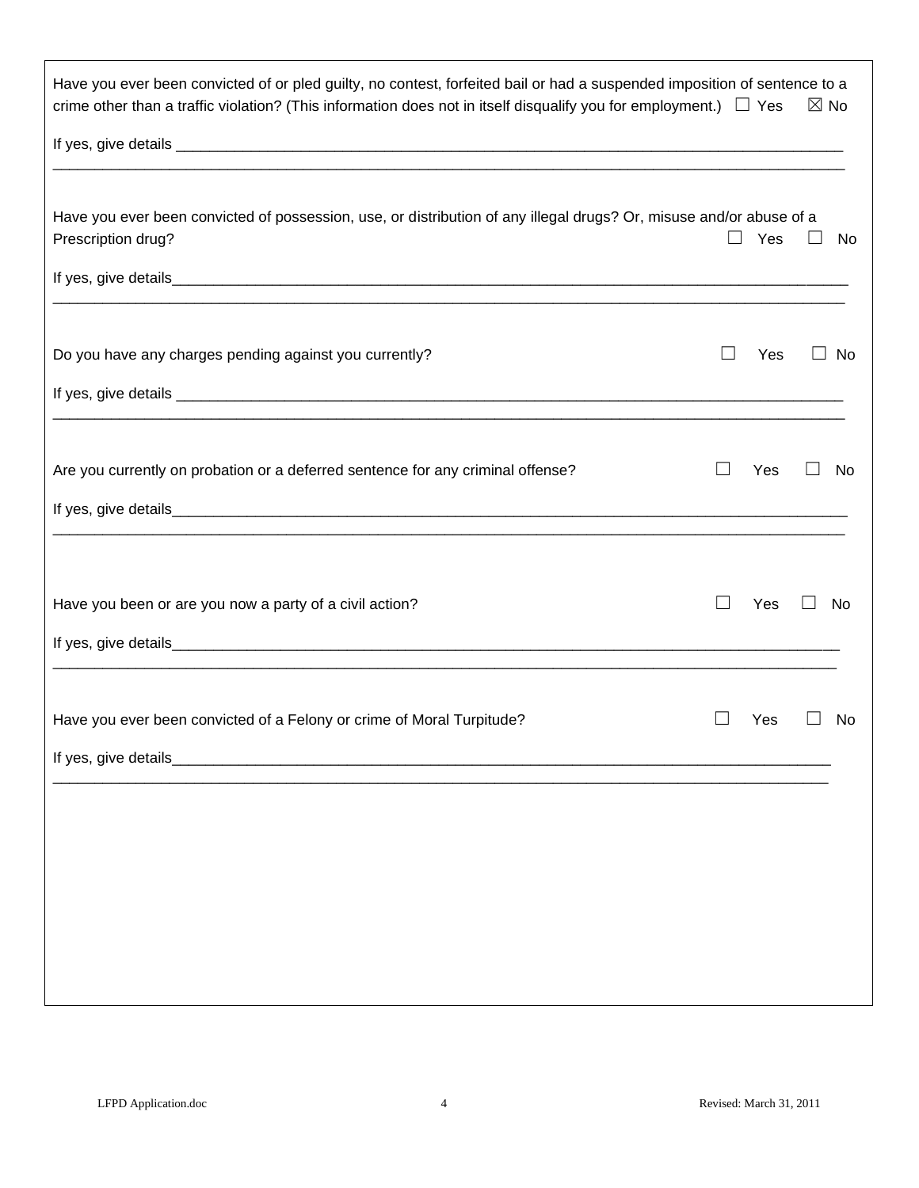Have you ever been convicted of or pled guilty, no contest, forfeited bail or had a suspended imposition of sentence to a crime other than a traffic violation? (This information does not in itself disqualify you for employment.) ☐ Yes ☒ No

If yes, give details ___________________________________________________________________________

_____________________________________________________________________________________________

Have you ever been convicted of possession, use, or distribution of any illegal drugs? Or, misuse and/or abuse of a Prescription drug? ☐ Yes ☐ No

If yes, give details___________________________________________________________________________

_____________________________________________________________________________________________

Do you have any charges pending against you currently? ☐ Yes ☐ No

If yes, give details ___________________________________________________________________________

_____________________________________________________________________________________________

Are you currently on probation or a deferred sentence for any criminal offense? ☐ Yes ☐ No

If yes, give details___________________________________________________________________________

_____________________________________________________________________________________________

Have you been or are you now a party of a civil action? ☐ Yes ☐ No

If yes, give details___________________________________________________________________________

_____________________________________________________________________________________________

Have you ever been convicted of a Felony or crime of Moral Turpitude? ☐ Yes ☐ No

If yes, give details___________________________________________________________________________

_____________________________________________________________________________________________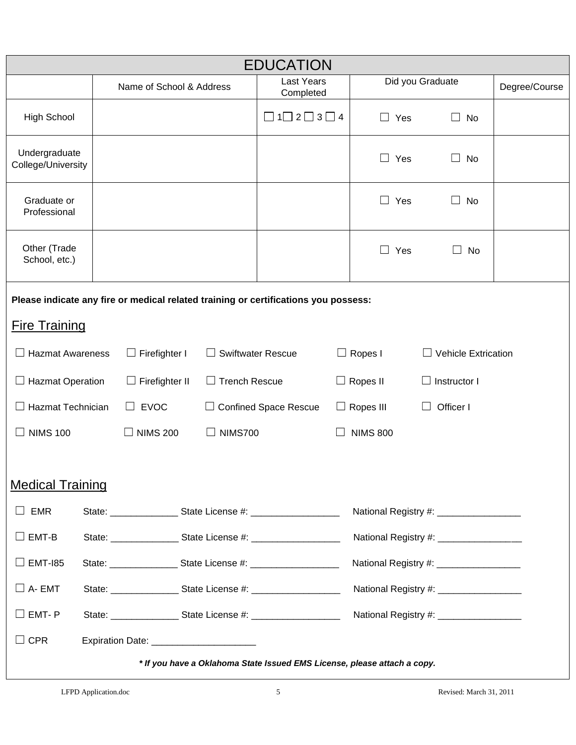# EDUCATION

| | Name of School & Address | Last Years Completed | Did you Graduate | Degree/Course |
|---|---|---|---|---|
| High School | | ☐ 1 ☐ 2 ☐ 3 ☐ 4 | ☐ Yes ☐ No | |
| Undergraduate College/University | | | ☐ Yes ☐ No | |
| Graduate or Professional | | | ☐ Yes ☐ No | |
| Other (Trade School, etc.) | | | ☐ Yes ☐ No | |

**Please indicate any fire or medical related training or certifications you possess:**

## Fire Training

☐ Hazmat Awareness ☐ Firefighter I ☐ Swiftwater Rescue ☐ Ropes I ☐ Vehicle Extrication

☐ Hazmat Operation ☐ Firefighter II ☐ Trench Rescue ☐ Ropes II ☐ Instructor I

☐ Hazmat Technician ☐ EVOC ☐ Confined Space Rescue ☐ Ropes III ☐ Officer I

☐ NIMS 100 ☐ NIMS 200 ☐ NIMS700 ☐ NIMS 800

## Medical Training

☐ EMR State: _____________ State License #: _________________ National Registry #: ________________

☐ EMT-B State: _____________ State License #: _________________ National Registry #: ________________

☐ EMT-I85 State: _____________ State License #: _________________ National Registry #: ________________

☐ A- EMT State: _____________ State License #: _________________ National Registry #: ________________

☐ EMT- P State: _____________ State License #: _________________ National Registry #: ________________

☐ CPR Expiration Date: ____________________

***\* If you have a Oklahoma State Issued EMS License, please attach a copy.***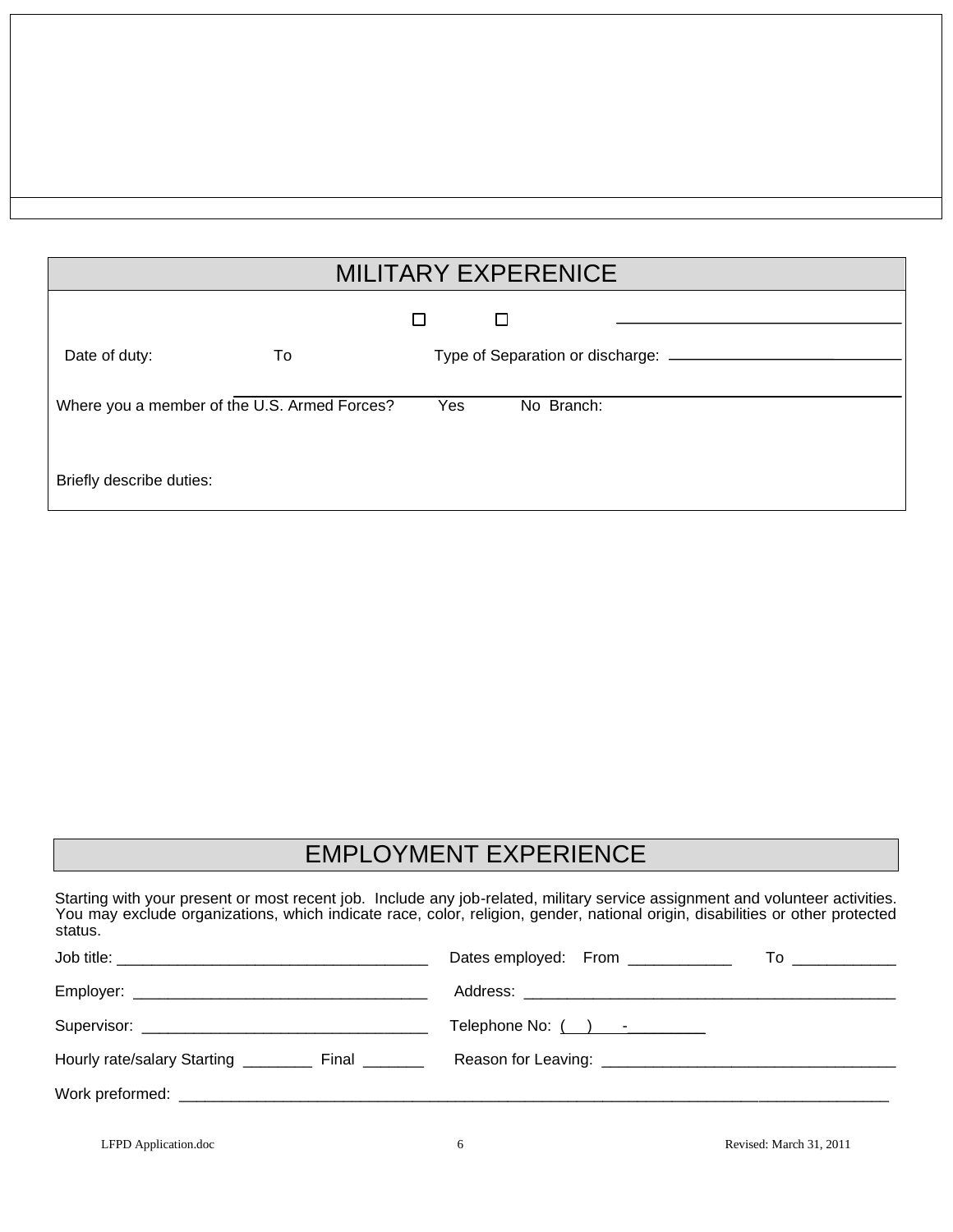## MILITARY EXPERENICE

Date of duty: To Type of Separation or discharge: \_\_\_\_\_\_\_\_\_\_\_\_\_\_\_\_\_\_\_\_\_\_\_\_\_\_\_\_

Where you a member of the U.S. Armed Forces? ☐ Yes ☐ No Branch: \_\_\_\_\_\_\_\_\_\_\_\_\_\_\_\_\_\_\_\_\_\_\_\_\_\_\_\_

Briefly describe duties:

## EMPLOYMENT EXPERIENCE

Starting with your present or most recent job. Include any job-related, military service assignment and volunteer activities. You may exclude organizations, which indicate race, color, religion, gender, national origin, disabilities or other protected status.

Job title: \_\_\_\_\_\_\_\_\_\_\_\_\_\_\_\_\_\_\_\_\_\_\_\_\_\_\_\_\_\_\_\_\_\_\_\_ Dates employed: From \_\_\_\_\_\_\_\_\_\_\_\_ To \_\_\_\_\_\_\_\_\_\_\_\_

Employer: \_\_\_\_\_\_\_\_\_\_\_\_\_\_\_\_\_\_\_\_\_\_\_\_\_\_\_\_\_\_\_\_\_\_ Address: \_\_\_\_\_\_\_\_\_\_\_\_\_\_\_\_\_\_\_\_\_\_\_\_\_\_\_\_\_\_\_\_\_\_\_\_\_\_\_\_\_\_\_\_

Supervisor: \_\_\_\_\_\_\_\_\_\_\_\_\_\_\_\_\_\_\_\_\_\_\_\_\_\_\_\_\_\_\_\_\_ Telephone No: ( ) -

Hourly rate/salary Starting \_\_\_\_\_\_\_\_ Final \_\_\_\_\_\_\_ Reason for Leaving: \_\_\_\_\_\_\_\_\_\_\_\_\_\_\_\_\_\_\_\_\_\_\_\_\_\_\_\_\_\_\_\_\_\_

Work preformed: \_\_\_\_\_\_\_\_\_\_\_\_\_\_\_\_\_\_\_\_\_\_\_\_\_\_\_\_\_\_\_\_\_\_\_\_\_\_\_\_\_\_\_\_\_\_\_\_\_\_\_\_\_\_\_\_\_\_\_\_\_\_\_\_\_\_\_\_\_\_\_\_\_\_\_\_\_\_\_\_\_\_\_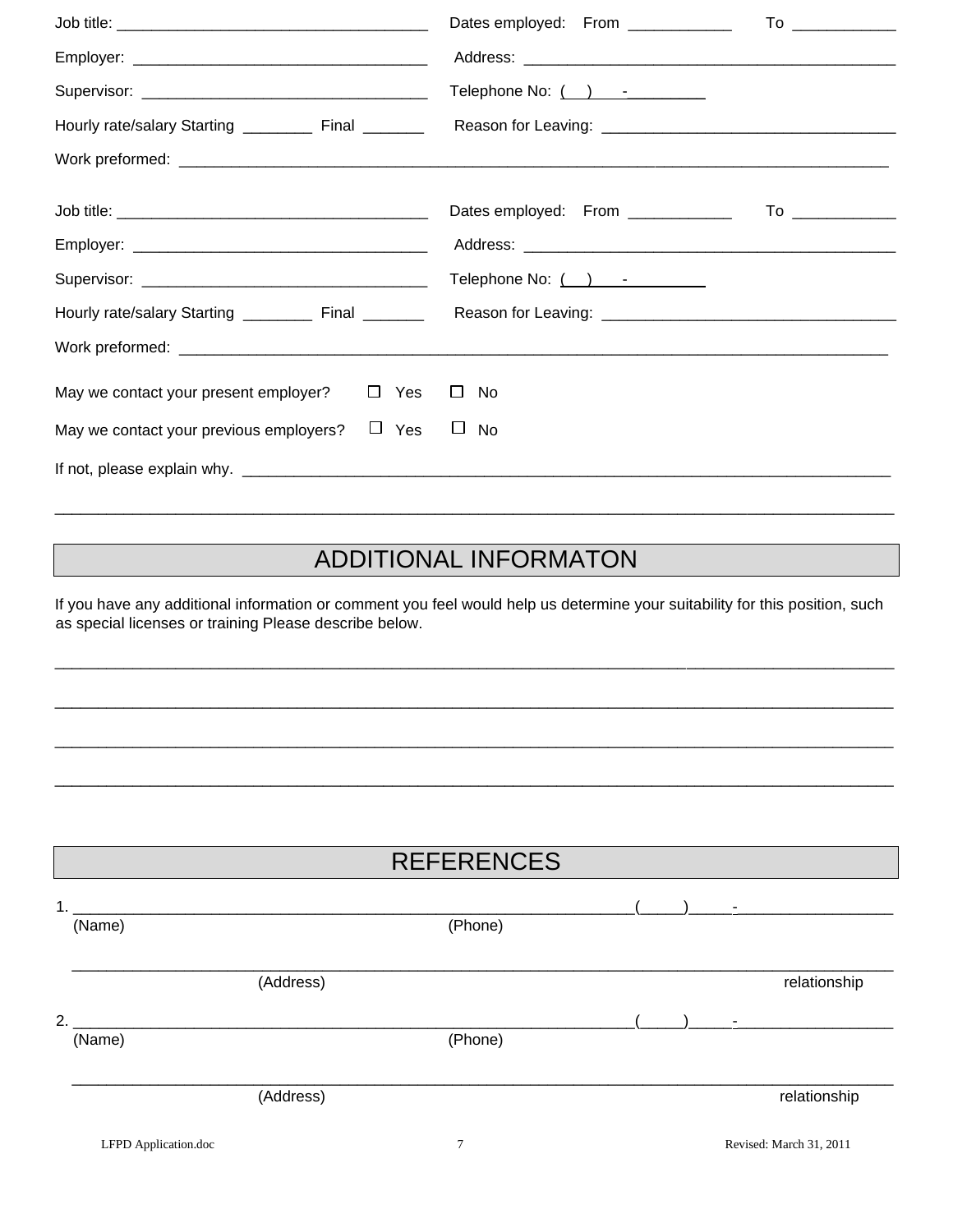Job title: ___________________________________ Dates employed: From ___________ To ___________

Employer: _________________________________ Address: __________________________________________

Supervisor: ________________________________ Telephone No: ( ) -

Hourly rate/salary Starting ________ Final _______ Reason for Leaving: _________________________________

Work preformed: ___________________________________________________________________________________

Job title: ___________________________________ Dates employed: From ___________ To ___________

Employer: _________________________________ Address: __________________________________________

Supervisor: ________________________________ Telephone No: ( ) -

Hourly rate/salary Starting ________ Final _______ Reason for Leaving: _________________________________

Work preformed: ___________________________________________________________________________________

May we contact your present employer? ☐ Yes ☐ No

May we contact your previous employers? ☐ Yes ☐ No

If not, please explain why. ___________________________________________________________________________

__________________________________________________________________________________________________

## ADDITIONAL INFORMATON

If you have any additional information or comment you feel would help us determine your suitability for this position, such as special licenses or training Please describe below.

__________________________________________________________________________________________________

__________________________________________________________________________________________________

__________________________________________________________________________________________________

__________________________________________________________________________________________________

## REFERENCES

1. ________________________________________________________________(_____)_____-__________________
(Name) (Phone)

__________________________________________________________________________________________________
(Address) relationship

2. ________________________________________________________________(_____)_____-__________________
(Name) (Phone)

__________________________________________________________________________________________________
(Address) relationship

LFPD Application.doc Revised: March 31, 2011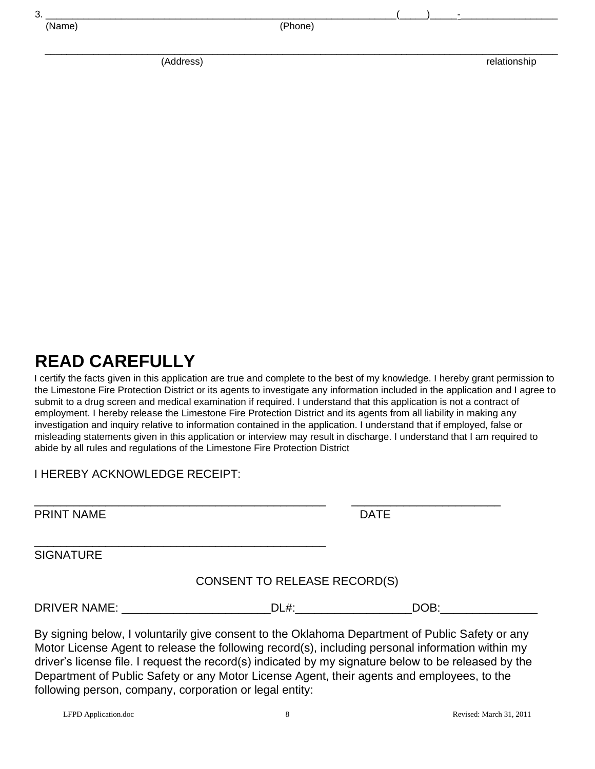3. ______________________________________________________________(_____)_____-_________________
(Name) (Phone)

______________________________________________________________________________________________
(Address) relationship

# READ CAREFULLY

I certify the facts given in this application are true and complete to the best of my knowledge. I hereby grant permission to the Limestone Fire Protection District or its agents to investigate any information included in the application and I agree to submit to a drug screen and medical examination if required. I understand that this application is not a contract of employment. I hereby release the Limestone Fire Protection District and its agents from all liability in making any investigation and inquiry relative to information contained in the application. I understand that if employed, false or misleading statements given in this application or interview may result in discharge. I understand that I am required to abide by all rules and regulations of the Limestone Fire Protection District

I HEREBY ACKNOWLEDGE RECEIPT:

_______________________________________________ _______________________
PRINT NAME DATE

_______________________________________________
SIGNATURE

CONSENT TO RELEASE RECORD(S)

DRIVER NAME: _______________________DL#:__________________DOB:_______________

By signing below, I voluntarily give consent to the Oklahoma Department of Public Safety or any Motor License Agent to release the following record(s), including personal information within my driver's license file. I request the record(s) indicated by my signature below to be released by the Department of Public Safety or any Motor License Agent, their agents and employees, to the following person, company, corporation or legal entity:

LFPD Application.doc Revised: March 31, 2011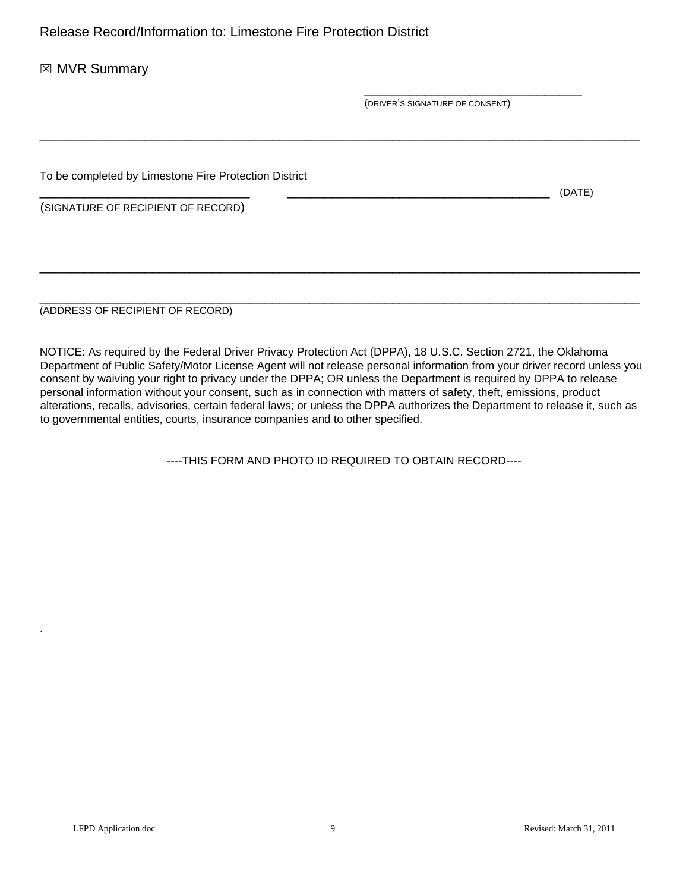Release Record/Information to: Limestone Fire Protection District

☒ MVR Summary

\_\_\_\_\_\_\_\_\_\_\_\_\_\_\_\_\_\_\_\_\_\_\_\_\_\_\_\_\_\_\_\_
(DRIVER'S SIGNATURE OF CONSENT)

---

To be completed by Limestone Fire Protection District

\_\_\_\_\_\_\_\_\_\_\_\_\_\_\_\_\_\_\_\_\_\_\_\_\_\_\_\_\_\_ \_\_\_\_\_\_\_\_\_\_\_\_\_\_\_\_\_\_\_\_\_\_\_\_\_\_\_\_\_\_\_\_\_\_\_\_\_\_ (DATE)
(SIGNATURE OF RECIPIENT OF RECORD)

\_\_\_\_\_\_\_\_\_\_\_\_\_\_\_\_\_\_\_\_\_\_\_\_\_\_\_\_\_\_\_\_\_\_\_\_\_\_\_\_\_\_\_\_\_\_\_\_\_\_\_\_\_\_\_\_\_\_\_\_\_\_\_\_\_\_\_\_\_\_\_\_\_\_\_\_\_\_\_\_\_\_\_\_\_\_

\_\_\_\_\_\_\_\_\_\_\_\_\_\_\_\_\_\_\_\_\_\_\_\_\_\_\_\_\_\_\_\_\_\_\_\_\_\_\_\_\_\_\_\_\_\_\_\_\_\_\_\_\_\_\_\_\_\_\_\_\_\_\_\_\_\_\_\_\_\_\_\_\_\_\_\_\_\_\_\_\_\_\_\_\_\_
(ADDRESS OF RECIPIENT OF RECORD)

NOTICE: As required by the Federal Driver Privacy Protection Act (DPPA), 18 U.S.C. Section 2721, the Oklahoma Department of Public Safety/Motor License Agent will not release personal information from your driver record unless you consent by waiving your right to privacy under the DPPA; OR unless the Department is required by DPPA to release personal information without your consent, such as in connection with matters of safety, theft, emissions, product alterations, recalls, advisories, certain federal laws; or unless the DPPA authorizes the Department to release it, such as to governmental entities, courts, insurance companies and to other specified.

----THIS FORM AND PHOTO ID REQUIRED TO OBTAIN RECORD----